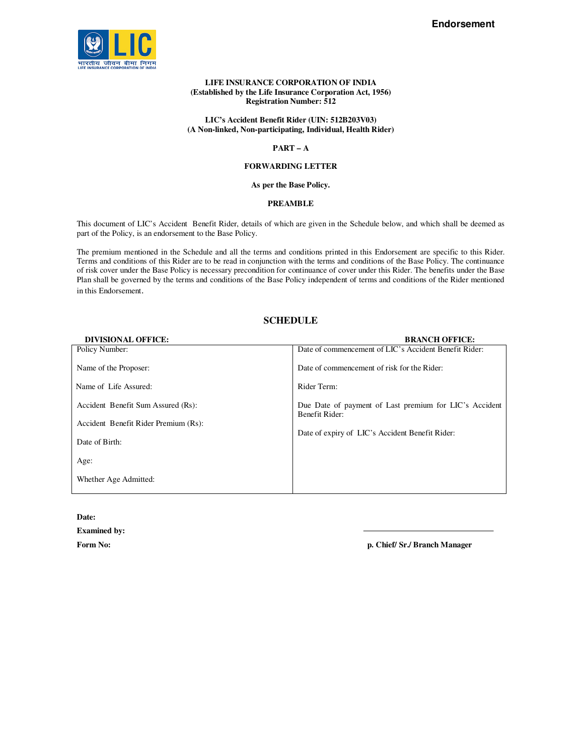Endorsement

**LIFE INSURANCE CORPORATION OF INDIA**
**(Established by the Life Insurance Corporation Act, 1956)**
**Registration Number: 512**

**LIC's Accident Benefit Rider (UIN: 512B203V03)**
**(A Non-linked, Non-participating, Individual, Health Rider)**

## PART – A

## FORWARDING LETTER

**As per the Base Policy.**

## PREAMBLE

This document of LIC's Accident Benefit Rider, details of which are given in the Schedule below, and which shall be deemed as part of the Policy, is an endorsement to the Base Policy.

The premium mentioned in the Schedule and all the terms and conditions printed in this Endorsement are specific to this Rider. Terms and conditions of this Rider are to be read in conjunction with the terms and conditions of the Base Policy. The continuance of risk cover under the Base Policy is necessary precondition for continuance of cover under this Rider. The benefits under the Base Plan shall be governed by the terms and conditions of the Base Policy independent of terms and conditions of the Rider mentioned in this Endorsement.

## SCHEDULE

| DIVISIONAL OFFICE: | BRANCH OFFICE: |
|---|---|
| Policy Number: | Date of commencement of LIC's Accident Benefit Rider: |
| Name of the Proposer: | Date of commencement of risk for the Rider: |
| Name of Life Assured: | Rider Term: |
| Accident Benefit Sum Assured (Rs): | Due Date of payment of Last premium for LIC's Accident Benefit Rider: |
| Accident Benefit Rider Premium (Rs): | Date of expiry of LIC's Accident Benefit Rider: |
| Date of Birth: | |
| Age: | |
| Whether Age Admitted: | |

**Date:**

**Examined by:**

**Form No:**

**p. Chief/ Sr./ Branch Manager**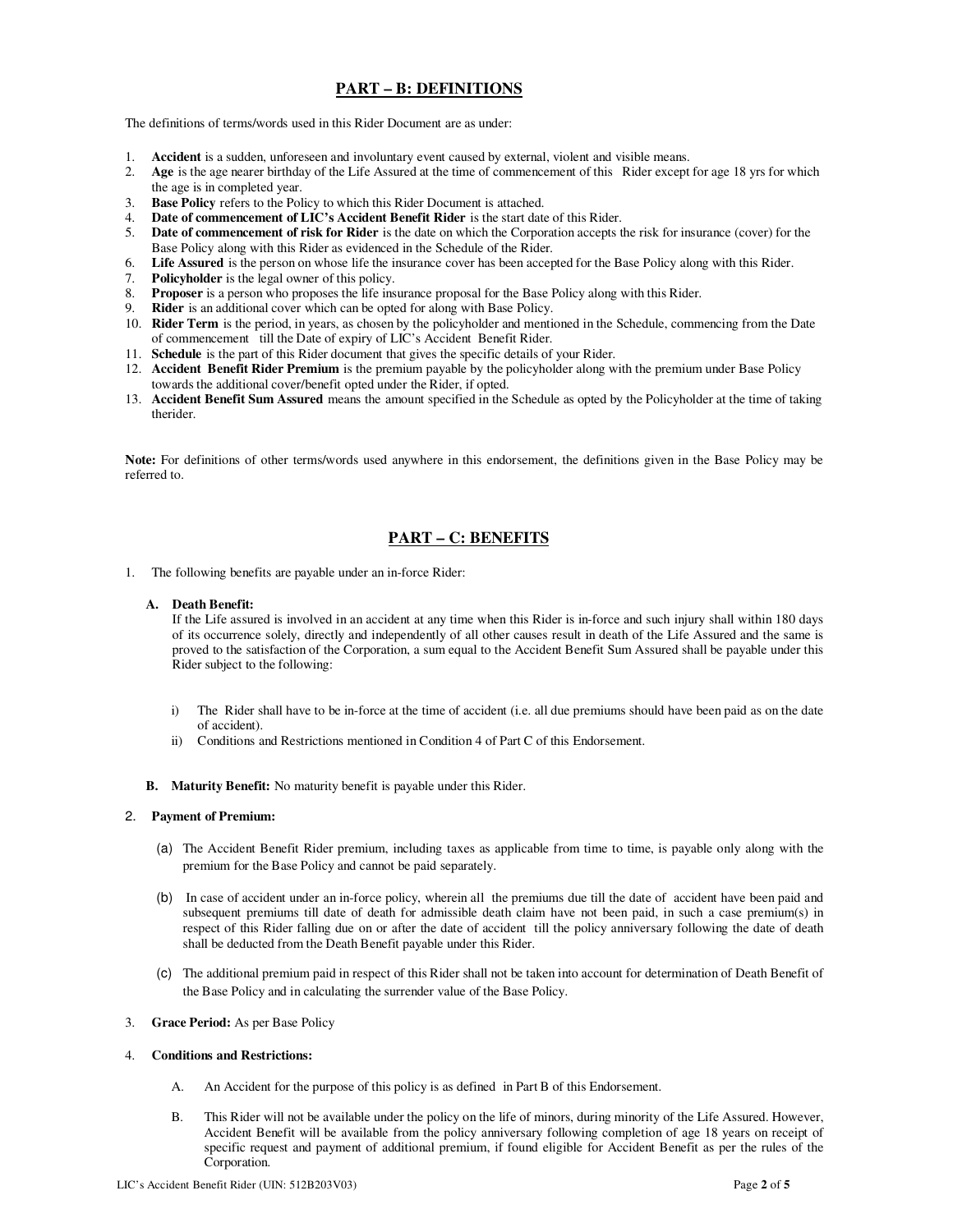## PART – B: DEFINITIONS

The definitions of terms/words used in this Rider Document are as under:

1. **Accident** is a sudden, unforeseen and involuntary event caused by external, violent and visible means.
2. **Age** is the age nearer birthday of the Life Assured at the time of commencement of this Rider except for age 18 yrs for which the age is in completed year.
3. **Base Policy** refers to the Policy to which this Rider Document is attached.
4. **Date of commencement of LIC's Accident Benefit Rider** is the start date of this Rider.
5. **Date of commencement of risk for Rider** is the date on which the Corporation accepts the risk for insurance (cover) for the Base Policy along with this Rider as evidenced in the Schedule of the Rider.
6. **Life Assured** is the person on whose life the insurance cover has been accepted for the Base Policy along with this Rider.
7. **Policyholder** is the legal owner of this policy.
8. **Proposer** is a person who proposes the life insurance proposal for the Base Policy along with this Rider.
9. **Rider** is an additional cover which can be opted for along with Base Policy.
10. **Rider Term** is the period, in years, as chosen by the policyholder and mentioned in the Schedule, commencing from the Date of commencement till the Date of expiry of LIC's Accident Benefit Rider.
11. **Schedule** is the part of this Rider document that gives the specific details of your Rider.
12. **Accident Benefit Rider Premium** is the premium payable by the policyholder along with the premium under Base Policy towards the additional cover/benefit opted under the Rider, if opted.
13. **Accident Benefit Sum Assured** means the amount specified in the Schedule as opted by the Policyholder at the time of taking therider.

**Note:** For definitions of other terms/words used anywhere in this endorsement, the definitions given in the Base Policy may be referred to.

## PART – C: BENEFITS

1. The following benefits are payable under an in-force Rider:

   **A. Death Benefit:**
   If the Life assured is involved in an accident at any time when this Rider is in-force and such injury shall within 180 days of its occurrence solely, directly and independently of all other causes result in death of the Life Assured and the same is proved to the satisfaction of the Corporation, a sum equal to the Accident Benefit Sum Assured shall be payable under this Rider subject to the following:

   i) The Rider shall have to be in-force at the time of accident (i.e. all due premiums should have been paid as on the date of accident).
   ii) Conditions and Restrictions mentioned in Condition 4 of Part C of this Endorsement.

   **B. Maturity Benefit:** No maturity benefit is payable under this Rider.

2. **Payment of Premium:**

   (a) The Accident Benefit Rider premium, including taxes as applicable from time to time, is payable only along with the premium for the Base Policy and cannot be paid separately.

   (b) In case of accident under an in-force policy, wherein all the premiums due till the date of accident have been paid and subsequent premiums till date of death for admissible death claim have not been paid, in such a case premium(s) in respect of this Rider falling due on or after the date of accident till the policy anniversary following the date of death shall be deducted from the Death Benefit payable under this Rider.

   (c) The additional premium paid in respect of this Rider shall not be taken into account for determination of Death Benefit of the Base Policy and in calculating the surrender value of the Base Policy.

3. **Grace Period:** As per Base Policy

4. **Conditions and Restrictions:**

   A. An Accident for the purpose of this policy is as defined in Part B of this Endorsement.

   B. This Rider will not be available under the policy on the life of minors, during minority of the Life Assured. However, Accident Benefit will be available from the policy anniversary following completion of age 18 years on receipt of specific request and payment of additional premium, if found eligible for Accident Benefit as per the rules of the Corporation.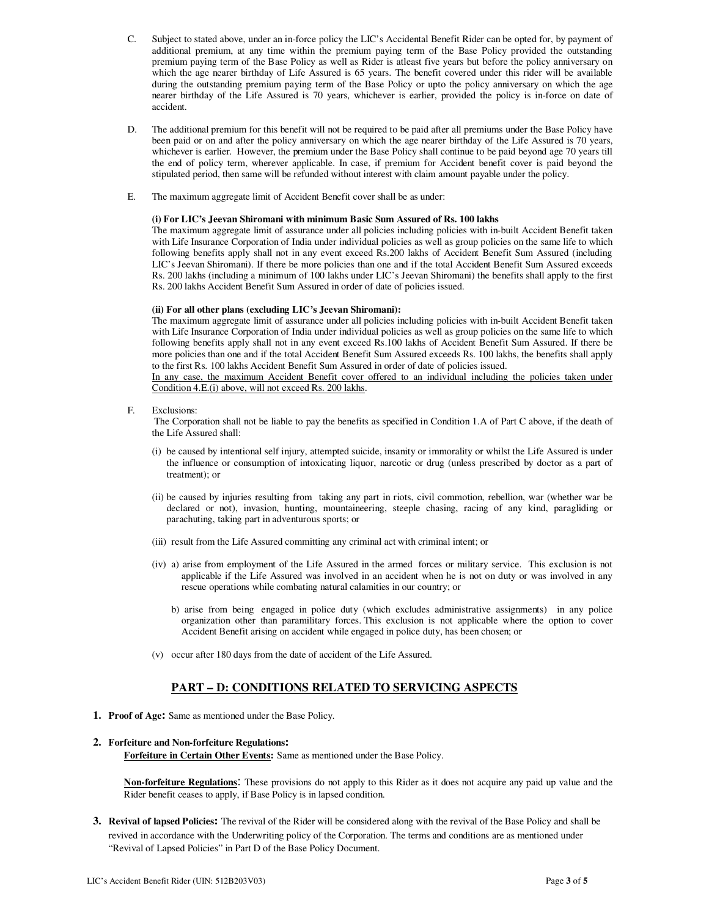C. Subject to stated above, under an in-force policy the LIC's Accidental Benefit Rider can be opted for, by payment of additional premium, at any time within the premium paying term of the Base Policy provided the outstanding premium paying term of the Base Policy as well as Rider is atleast five years but before the policy anniversary on which the age nearer birthday of Life Assured is 65 years. The benefit covered under this rider will be available during the outstanding premium paying term of the Base Policy or upto the policy anniversary on which the age nearer birthday of the Life Assured is 70 years, whichever is earlier, provided the policy is in-force on date of accident.

D. The additional premium for this benefit will not be required to be paid after all premiums under the Base Policy have been paid or on and after the policy anniversary on which the age nearer birthday of the Life Assured is 70 years, whichever is earlier. However, the premium under the Base Policy shall continue to be paid beyond age 70 years till the end of policy term, wherever applicable. In case, if premium for Accident benefit cover is paid beyond the stipulated period, then same will be refunded without interest with claim amount payable under the policy.

E. The maximum aggregate limit of Accident Benefit cover shall be as under:

**(i) For LIC's Jeevan Shiromani with minimum Basic Sum Assured of Rs. 100 lakhs**
The maximum aggregate limit of assurance under all policies including policies with in-built Accident Benefit taken with Life Insurance Corporation of India under individual policies as well as group policies on the same life to which following benefits apply shall not in any event exceed Rs.200 lakhs of Accident Benefit Sum Assured (including LIC's Jeevan Shiromani). If there be more policies than one and if the total Accident Benefit Sum Assured exceeds Rs. 200 lakhs (including a minimum of 100 lakhs under LIC's Jeevan Shiromani) the benefits shall apply to the first Rs. 200 lakhs Accident Benefit Sum Assured in order of date of policies issued.

**(ii) For all other plans (excluding LIC's Jeevan Shiromani):**
The maximum aggregate limit of assurance under all policies including policies with in-built Accident Benefit taken with Life Insurance Corporation of India under individual policies as well as group policies on the same life to which following benefits apply shall not in any event exceed Rs.100 lakhs of Accident Benefit Sum Assured. If there be more policies than one and if the total Accident Benefit Sum Assured exceeds Rs. 100 lakhs, the benefits shall apply to the first Rs. 100 lakhs Accident Benefit Sum Assured in order of date of policies issued.
<u>In any case, the maximum Accident Benefit cover offered to an individual including the policies taken under Condition 4.E.(i) above, will not exceed Rs. 200 lakhs</u>.

F. Exclusions:
The Corporation shall not be liable to pay the benefits as specified in Condition 1.A of Part C above, if the death of the Life Assured shall:

(i) be caused by intentional self injury, attempted suicide, insanity or immorality or whilst the Life Assured is under the influence or consumption of intoxicating liquor, narcotic or drug (unless prescribed by doctor as a part of treatment); or

(ii) be caused by injuries resulting from taking any part in riots, civil commotion, rebellion, war (whether war be declared or not), invasion, hunting, mountaineering, steeple chasing, racing of any kind, paragliding or parachuting, taking part in adventurous sports; or

(iii) result from the Life Assured committing any criminal act with criminal intent; or

(iv) a) arise from employment of the Life Assured in the armed forces or military service. This exclusion is not applicable if the Life Assured was involved in an accident when he is not on duty or was involved in any rescue operations while combating natural calamities in our country; or

b) arise from being engaged in police duty (which excludes administrative assignments) in any police organization other than paramilitary forces. This exclusion is not applicable where the option to cover Accident Benefit arising on accident while engaged in police duty, has been chosen; or

(v) occur after 180 days from the date of accident of the Life Assured.

## PART – D: CONDITIONS RELATED TO SERVICING ASPECTS

**1. Proof of Age:** Same as mentioned under the Base Policy.

**2. Forfeiture and Non-forfeiture Regulations:**
**<u>Forfeiture in Certain Other Events</u>:** Same as mentioned under the Base Policy.

**<u>Non-forfeiture Regulations</u>**: These provisions do not apply to this Rider as it does not acquire any paid up value and the Rider benefit ceases to apply, if Base Policy is in lapsed condition.

**3. Revival of lapsed Policies:** The revival of the Rider will be considered along with the revival of the Base Policy and shall be revived in accordance with the Underwriting policy of the Corporation. The terms and conditions are as mentioned under "Revival of Lapsed Policies" in Part D of the Base Policy Document.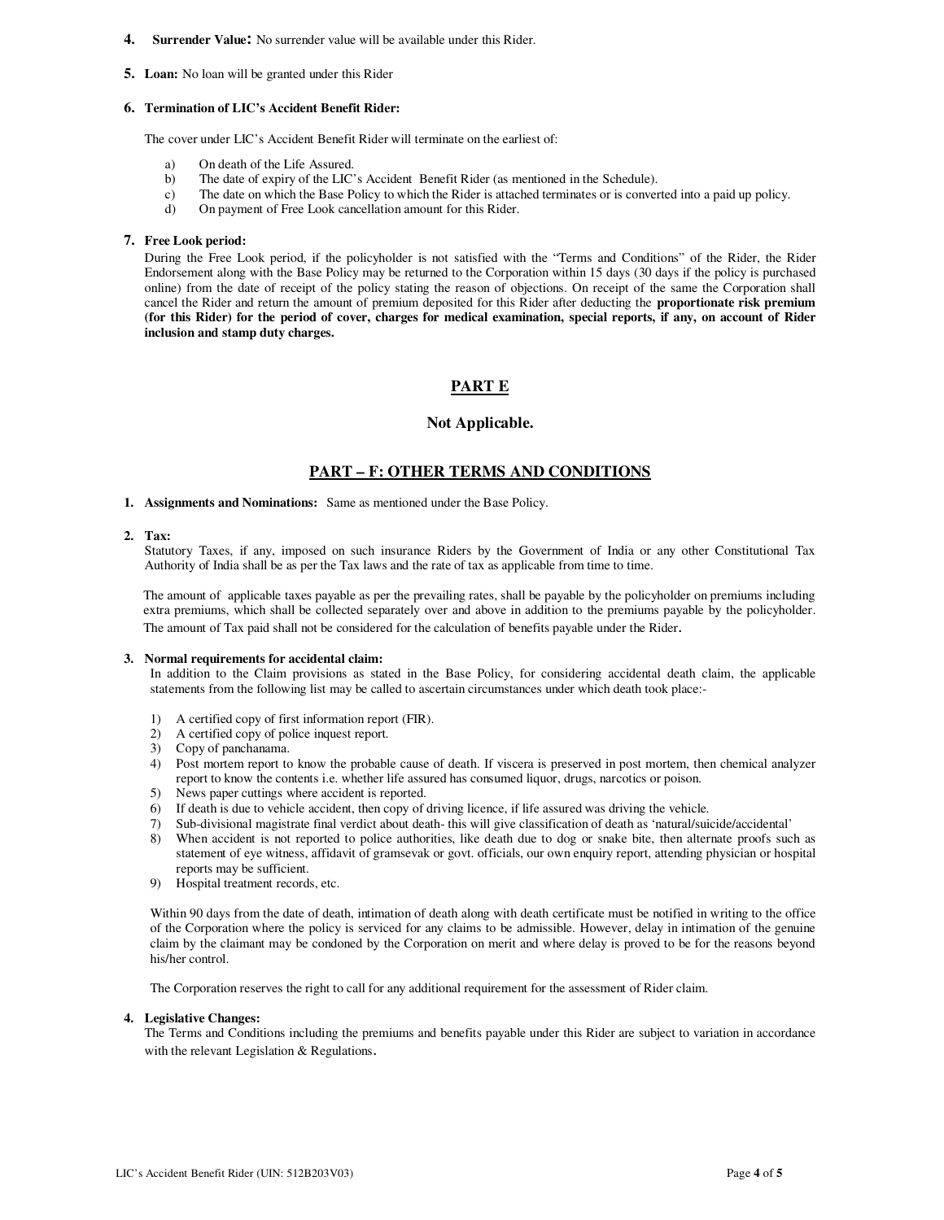4. **Surrender Value:** No surrender value will be available under this Rider.

5. **Loan:** No loan will be granted under this Rider

6. **Termination of LIC's Accident Benefit Rider:**

   The cover under LIC's Accident Benefit Rider will terminate on the earliest of:

   a) On death of the Life Assured.
   b) The date of expiry of the LIC's Accident Benefit Rider (as mentioned in the Schedule).
   c) The date on which the Base Policy to which the Rider is attached terminates or is converted into a paid up policy.
   d) On payment of Free Look cancellation amount for this Rider.

7. **Free Look period:**

   During the Free Look period, if the policyholder is not satisfied with the "Terms and Conditions" of the Rider, the Rider Endorsement along with the Base Policy may be returned to the Corporation within 15 days (30 days if the policy is purchased online) from the date of receipt of the policy stating the reason of objections. On receipt of the same the Corporation shall cancel the Rider and return the amount of premium deposited for this Rider after deducting the **proportionate risk premium (for this Rider) for the period of cover, charges for medical examination, special reports, if any, on account of Rider inclusion and stamp duty charges.**

## PART E

**Not Applicable.**

## PART – F: OTHER TERMS AND CONDITIONS

1. **Assignments and Nominations:** Same as mentioned under the Base Policy.

2. **Tax:**

   Statutory Taxes, if any, imposed on such insurance Riders by the Government of India or any other Constitutional Tax Authority of India shall be as per the Tax laws and the rate of tax as applicable from time to time.

   The amount of applicable taxes payable as per the prevailing rates, shall be payable by the policyholder on premiums including extra premiums, which shall be collected separately over and above in addition to the premiums payable by the policyholder. The amount of Tax paid shall not be considered for the calculation of benefits payable under the Rider.

3. **Normal requirements for accidental claim:**

   In addition to the Claim provisions as stated in the Base Policy, for considering accidental death claim, the applicable statements from the following list may be called to ascertain circumstances under which death took place:-

   1) A certified copy of first information report (FIR).
   2) A certified copy of police inquest report.
   3) Copy of panchanama.
   4) Post mortem report to know the probable cause of death. If viscera is preserved in post mortem, then chemical analyzer report to know the contents i.e. whether life assured has consumed liquor, drugs, narcotics or poison.
   5) News paper cuttings where accident is reported.
   6) If death is due to vehicle accident, then copy of driving licence, if life assured was driving the vehicle.
   7) Sub-divisional magistrate final verdict about death- this will give classification of death as 'natural/suicide/accidental'
   8) When accident is not reported to police authorities, like death due to dog or snake bite, then alternate proofs such as statement of eye witness, affidavit of gramsevak or govt. officials, our own enquiry report, attending physician or hospital reports may be sufficient.
   9) Hospital treatment records, etc.

   Within 90 days from the date of death, intimation of death along with death certificate must be notified in writing to the office of the Corporation where the policy is serviced for any claims to be admissible. However, delay in intimation of the genuine claim by the claimant may be condoned by the Corporation on merit and where delay is proved to be for the reasons beyond his/her control.

   The Corporation reserves the right to call for any additional requirement for the assessment of Rider claim.

4. **Legislative Changes:**

   The Terms and Conditions including the premiums and benefits payable under this Rider are subject to variation in accordance with the relevant Legislation & Regulations.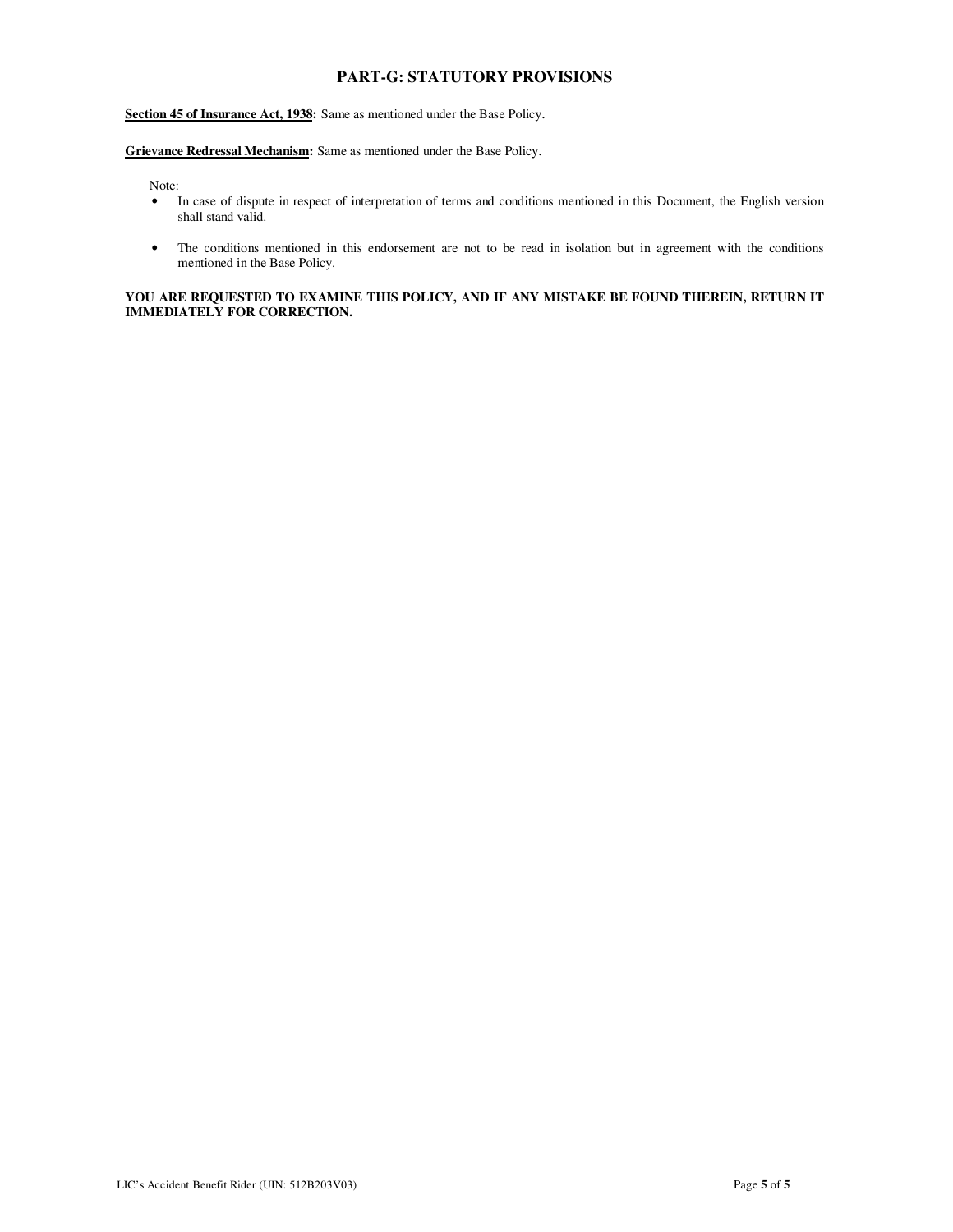## PART-G: STATUTORY PROVISIONS

**Section 45 of Insurance Act, 1938:** Same as mentioned under the Base Policy.

**Grievance Redressal Mechanism:** Same as mentioned under the Base Policy.

Note:

- In case of dispute in respect of interpretation of terms and conditions mentioned in this Document, the English version shall stand valid.
- The conditions mentioned in this endorsement are not to be read in isolation but in agreement with the conditions mentioned in the Base Policy.

**YOU ARE REQUESTED TO EXAMINE THIS POLICY, AND IF ANY MISTAKE BE FOUND THEREIN, RETURN IT IMMEDIATELY FOR CORRECTION.**